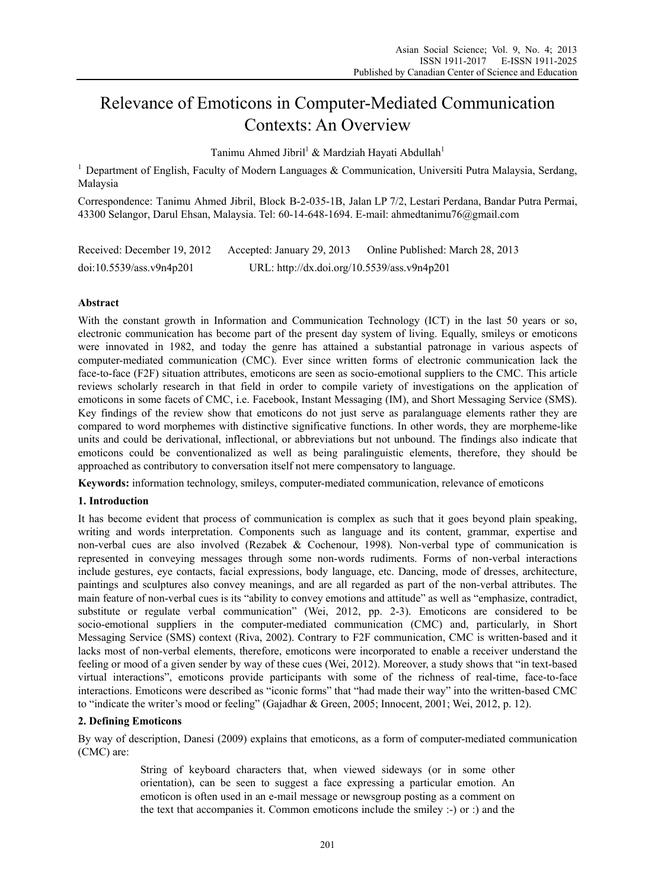# Relevance of Emoticons in Computer-Mediated Communication Contexts: An Overview

Tanimu Ahmed Jibril[1] & Mardziah Hayati Abdullah[1]

[1] Department of English, Faculty of Modern Languages & Communication, Universiti Putra Malaysia, Serdang, Malaysia

Correspondence: Tanimu Ahmed Jibril, Block B-2-035-1B, Jalan LP 7/2, Lestari Perdana, Bandar Putra Permai, 43300 Selangor, Darul Ehsan, Malaysia. Tel: 60-14-648-1694. E-mail: ahmedtanimu76@gmail.com

Received: December 19, 2012 Accepted: January 29, 2013 Online Published: March 28, 2013

doi:10.5539/ass.v9n4p201 URL: http://dx.doi.org/10.5539/ass.v9n4p201

## Abstract

With the constant growth in Information and Communication Technology (ICT) in the last 50 years or so, electronic communication has become part of the present day system of living. Equally, smileys or emoticons were innovated in 1982, and today the genre has attained a substantial patronage in various aspects of computer-mediated communication (CMC). Ever since written forms of electronic communication lack the face-to-face (F2F) situation attributes, emoticons are seen as socio-emotional suppliers to the CMC. This article reviews scholarly research in that field in order to compile variety of investigations on the application of emoticons in some facets of CMC, i.e. Facebook, Instant Messaging (IM), and Short Messaging Service (SMS). Key findings of the review show that emoticons do not just serve as paralanguage elements rather they are compared to word morphemes with distinctive significative functions. In other words, they are morpheme-like units and could be derivational, inflectional, or abbreviations but not unbound. The findings also indicate that emoticons could be conventionalized as well as being paralinguistic elements, therefore, they should be approached as contributory to conversation itself not mere compensatory to language.

**Keywords:** information technology, smileys, computer-mediated communication, relevance of emoticons

## 1. Introduction

It has become evident that process of communication is complex as such that it goes beyond plain speaking, writing and words interpretation. Components such as language and its content, grammar, expertise and non-verbal cues are also involved (Rezabek & Cochenour, 1998). Non-verbal type of communication is represented in conveying messages through some non-words rudiments. Forms of non-verbal interactions include gestures, eye contacts, facial expressions, body language, etc. Dancing, mode of dresses, architecture, paintings and sculptures also convey meanings, and are all regarded as part of the non-verbal attributes. The main feature of non-verbal cues is its "ability to convey emotions and attitude" as well as "emphasize, contradict, substitute or regulate verbal communication" (Wei, 2012, pp. 2-3). Emoticons are considered to be socio-emotional suppliers in the computer-mediated communication (CMC) and, particularly, in Short Messaging Service (SMS) context (Riva, 2002). Contrary to F2F communication, CMC is written-based and it lacks most of non-verbal elements, therefore, emoticons were incorporated to enable a receiver understand the feeling or mood of a given sender by way of these cues (Wei, 2012). Moreover, a study shows that "in text-based virtual interactions", emoticons provide participants with some of the richness of real-time, face-to-face interactions. Emoticons were described as "iconic forms" that "had made their way" into the written-based CMC to "indicate the writer's mood or feeling" (Gajadhar & Green, 2005; Innocent, 2001; Wei, 2012, p. 12).

## 2. Defining Emoticons

By way of description, Danesi (2009) explains that emoticons, as a form of computer-mediated communication (CMC) are:

> String of keyboard characters that, when viewed sideways (or in some other orientation), can be seen to suggest a face expressing a particular emotion. An emoticon is often used in an e-mail message or newsgroup posting as a comment on the text that accompanies it. Common emoticons include the smiley :-) or :) and the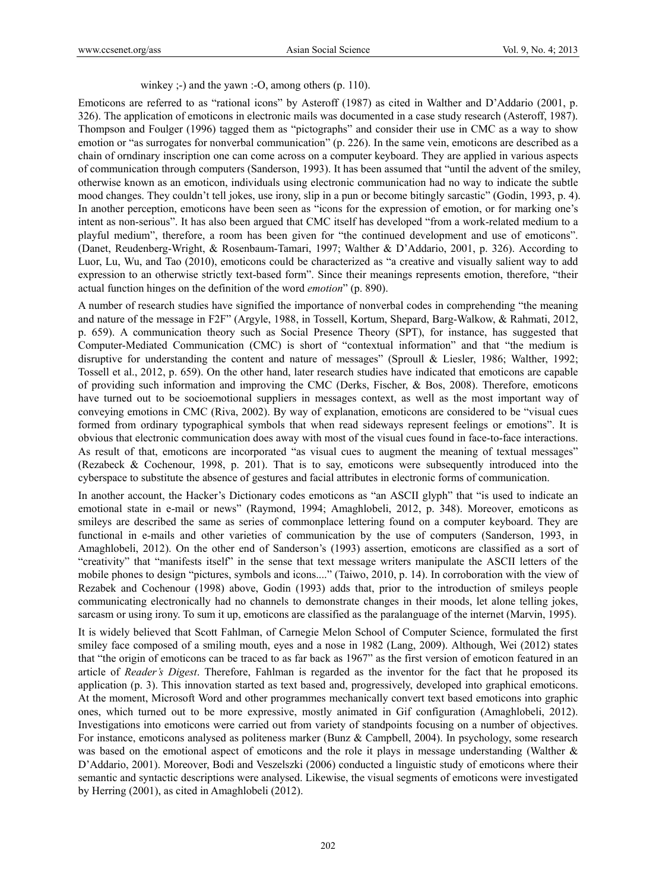winkey ;-) and the yawn :-O, among others (p. 110).

Emoticons are referred to as "rational icons" by Asteroff (1987) as cited in Walther and D'Addario (2001, p. 326). The application of emoticons in electronic mails was documented in a case study research (Asteroff, 1987). Thompson and Foulger (1996) tagged them as "pictographs" and consider their use in CMC as a way to show emotion or "as surrogates for nonverbal communication" (p. 226). In the same vein, emoticons are described as a chain of orndinary inscription one can come across on a computer keyboard. They are applied in various aspects of communication through computers (Sanderson, 1993). It has been assumed that "until the advent of the smiley, otherwise known as an emoticon, individuals using electronic communication had no way to indicate the subtle mood changes. They couldn't tell jokes, use irony, slip in a pun or become bitingly sarcastic" (Godin, 1993, p. 4). In another perception, emoticons have been seen as "icons for the expression of emotion, or for marking one's intent as non-serious". It has also been argued that CMC itself has developed "from a work-related medium to a playful medium", therefore, a room has been given for "the continued development and use of emoticons". (Danet, Reudenberg-Wright, & Rosenbaum-Tamari, 1997; Walther & D'Addario, 2001, p. 326). According to Luor, Lu, Wu, and Tao (2010), emoticons could be characterized as "a creative and visually salient way to add expression to an otherwise strictly text-based form". Since their meanings represents emotion, therefore, "their actual function hinges on the definition of the word *emotion*" (p. 890).

A number of research studies have signified the importance of nonverbal codes in comprehending "the meaning and nature of the message in F2F" (Argyle, 1988, in Tossell, Kortum, Shepard, Barg-Walkow, & Rahmati, 2012, p. 659). A communication theory such as Social Presence Theory (SPT), for instance, has suggested that Computer-Mediated Communication (CMC) is short of "contextual information" and that "the medium is disruptive for understanding the content and nature of messages" (Sproull & Liesler, 1986; Walther, 1992; Tossell et al., 2012, p. 659). On the other hand, later research studies have indicated that emoticons are capable of providing such information and improving the CMC (Derks, Fischer, & Bos, 2008). Therefore, emoticons have turned out to be socioemotional suppliers in messages context, as well as the most important way of conveying emotions in CMC (Riva, 2002). By way of explanation, emoticons are considered to be "visual cues formed from ordinary typographical symbols that when read sideways represent feelings or emotions". It is obvious that electronic communication does away with most of the visual cues found in face-to-face interactions. As result of that, emoticons are incorporated "as visual cues to augment the meaning of textual messages" (Rezabeck & Cochenour, 1998, p. 201). That is to say, emoticons were subsequently introduced into the cyberspace to substitute the absence of gestures and facial attributes in electronic forms of communication.

In another account, the Hacker's Dictionary codes emoticons as "an ASCII glyph" that "is used to indicate an emotional state in e-mail or news" (Raymond, 1994; Amaghlobeli, 2012, p. 348). Moreover, emoticons as smileys are described the same as series of commonplace lettering found on a computer keyboard. They are functional in e-mails and other varieties of communication by the use of computers (Sanderson, 1993, in Amaghlobeli, 2012). On the other end of Sanderson's (1993) assertion, emoticons are classified as a sort of "creativity" that "manifests itself" in the sense that text message writers manipulate the ASCII letters of the mobile phones to design "pictures, symbols and icons...." (Taiwo, 2010, p. 14). In corroboration with the view of Rezabek and Cochenour (1998) above, Godin (1993) adds that, prior to the introduction of smileys people communicating electronically had no channels to demonstrate changes in their moods, let alone telling jokes, sarcasm or using irony. To sum it up, emoticons are classified as the paralanguage of the internet (Marvin, 1995).

It is widely believed that Scott Fahlman, of Carnegie Melon School of Computer Science, formulated the first smiley face composed of a smiling mouth, eyes and a nose in 1982 (Lang, 2009). Although, Wei (2012) states that "the origin of emoticons can be traced to as far back as 1967" as the first version of emoticon featured in an article of *Reader's Digest*. Therefore, Fahlman is regarded as the inventor for the fact that he proposed its application (p. 3). This innovation started as text based and, progressively, developed into graphical emoticons. At the moment, Microsoft Word and other programmes mechanically convert text based emoticons into graphic ones, which turned out to be more expressive, mostly animated in Gif configuration (Amaghlobeli, 2012). Investigations into emoticons were carried out from variety of standpoints focusing on a number of objectives. For instance, emoticons analysed as politeness marker (Bunz & Campbell, 2004). In psychology, some research was based on the emotional aspect of emoticons and the role it plays in message understanding (Walther & D'Addario, 2001). Moreover, Bodi and Veszelszki (2006) conducted a linguistic study of emoticons where their semantic and syntactic descriptions were analysed. Likewise, the visual segments of emoticons were investigated by Herring (2001), as cited in Amaghlobeli (2012).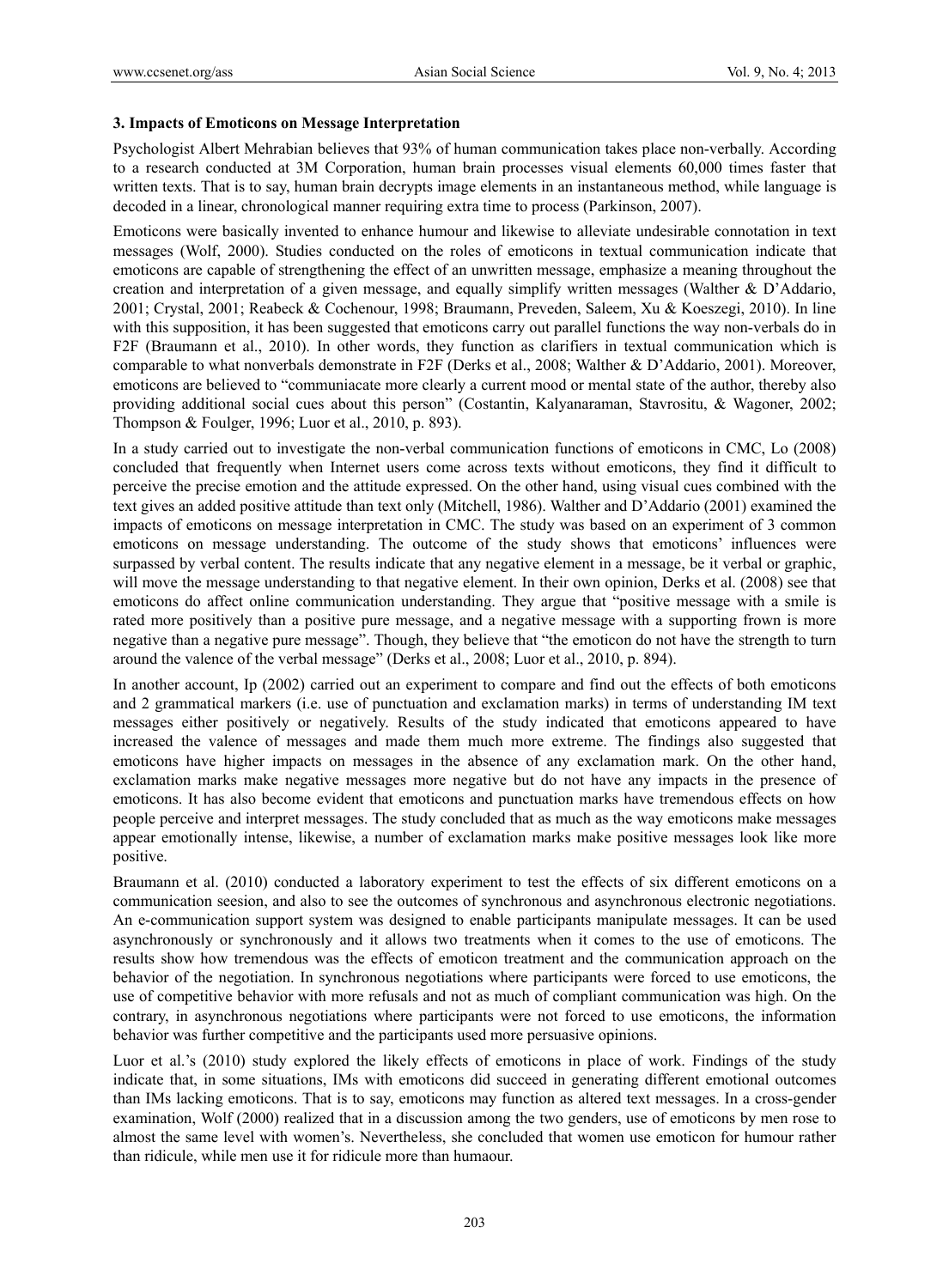### 3. Impacts of Emoticons on Message Interpretation

Psychologist Albert Mehrabian believes that 93% of human communication takes place non-verbally. According to a research conducted at 3M Corporation, human brain processes visual elements 60,000 times faster that written texts. That is to say, human brain decrypts image elements in an instantaneous method, while language is decoded in a linear, chronological manner requiring extra time to process (Parkinson, 2007).

Emoticons were basically invented to enhance humour and likewise to alleviate undesirable connotation in text messages (Wolf, 2000). Studies conducted on the roles of emoticons in textual communication indicate that emoticons are capable of strengthening the effect of an unwritten message, emphasize a meaning throughout the creation and interpretation of a given message, and equally simplify written messages (Walther & D'Addario, 2001; Crystal, 2001; Reabeck & Cochenour, 1998; Braumann, Preveden, Saleem, Xu & Koeszegi, 2010). In line with this supposition, it has been suggested that emoticons carry out parallel functions the way non-verbals do in F2F (Braumann et al., 2010). In other words, they function as clarifiers in textual communication which is comparable to what nonverbals demonstrate in F2F (Derks et al., 2008; Walther & D'Addario, 2001). Moreover, emoticons are believed to "communiacate more clearly a current mood or mental state of the author, thereby also providing additional social cues about this person" (Costantin, Kalyanaraman, Stavrositu, & Wagoner, 2002; Thompson & Foulger, 1996; Luor et al., 2010, p. 893).

In a study carried out to investigate the non-verbal communication functions of emoticons in CMC, Lo (2008) concluded that frequently when Internet users come across texts without emoticons, they find it difficult to perceive the precise emotion and the attitude expressed. On the other hand, using visual cues combined with the text gives an added positive attitude than text only (Mitchell, 1986). Walther and D'Addario (2001) examined the impacts of emoticons on message interpretation in CMC. The study was based on an experiment of 3 common emoticons on message understanding. The outcome of the study shows that emoticons' influences were surpassed by verbal content. The results indicate that any negative element in a message, be it verbal or graphic, will move the message understanding to that negative element. In their own opinion, Derks et al. (2008) see that emoticons do affect online communication understanding. They argue that "positive message with a smile is rated more positively than a positive pure message, and a negative message with a supporting frown is more negative than a negative pure message". Though, they believe that "the emoticon do not have the strength to turn around the valence of the verbal message" (Derks et al., 2008; Luor et al., 2010, p. 894).

In another account, Ip (2002) carried out an experiment to compare and find out the effects of both emoticons and 2 grammatical markers (i.e. use of punctuation and exclamation marks) in terms of understanding IM text messages either positively or negatively. Results of the study indicated that emoticons appeared to have increased the valence of messages and made them much more extreme. The findings also suggested that emoticons have higher impacts on messages in the absence of any exclamation mark. On the other hand, exclamation marks make negative messages more negative but do not have any impacts in the presence of emoticons. It has also become evident that emoticons and punctuation marks have tremendous effects on how people perceive and interpret messages. The study concluded that as much as the way emoticons make messages appear emotionally intense, likewise, a number of exclamation marks make positive messages look like more positive.

Braumann et al. (2010) conducted a laboratory experiment to test the effects of six different emoticons on a communication seesion, and also to see the outcomes of synchronous and asynchronous electronic negotiations. An e-communication support system was designed to enable participants manipulate messages. It can be used asynchronously or synchronously and it allows two treatments when it comes to the use of emoticons. The results show how tremendous was the effects of emoticon treatment and the communication approach on the behavior of the negotiation. In synchronous negotiations where participants were forced to use emoticons, the use of competitive behavior with more refusals and not as much of compliant communication was high. On the contrary, in asynchronous negotiations where participants were not forced to use emoticons, the information behavior was further competitive and the participants used more persuasive opinions.

Luor et al.'s (2010) study explored the likely effects of emoticons in place of work. Findings of the study indicate that, in some situations, IMs with emoticons did succeed in generating different emotional outcomes than IMs lacking emoticons. That is to say, emoticons may function as altered text messages. In a cross-gender examination, Wolf (2000) realized that in a discussion among the two genders, use of emoticons by men rose to almost the same level with women's. Nevertheless, she concluded that women use emoticon for humour rather than ridicule, while men use it for ridicule more than humaour.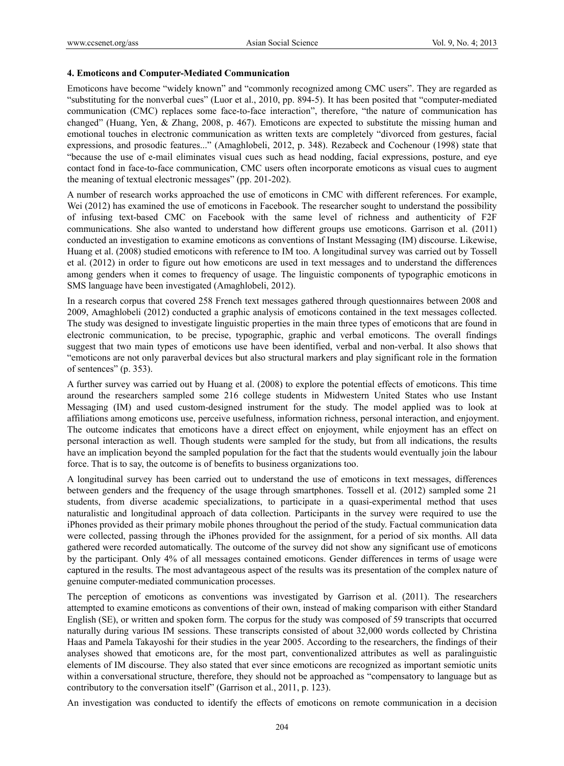### 4. Emoticons and Computer-Mediated Communication

Emoticons have become "widely known" and "commonly recognized among CMC users". They are regarded as "substituting for the nonverbal cues" (Luor et al., 2010, pp. 894-5). It has been posited that "computer-mediated communication (CMC) replaces some face-to-face interaction", therefore, "the nature of communication has changed" (Huang, Yen, & Zhang, 2008, p. 467). Emoticons are expected to substitute the missing human and emotional touches in electronic communication as written texts are completely "divorced from gestures, facial expressions, and prosodic features..." (Amaghlobeli, 2012, p. 348). Rezabeck and Cochenour (1998) state that "because the use of e-mail eliminates visual cues such as head nodding, facial expressions, posture, and eye contact fond in face-to-face communication, CMC users often incorporate emoticons as visual cues to augment the meaning of textual electronic messages" (pp. 201-202).

A number of research works approached the use of emoticons in CMC with different references. For example, Wei (2012) has examined the use of emoticons in Facebook. The researcher sought to understand the possibility of infusing text-based CMC on Facebook with the same level of richness and authenticity of F2F communications. She also wanted to understand how different groups use emoticons. Garrison et al. (2011) conducted an investigation to examine emoticons as conventions of Instant Messaging (IM) discourse. Likewise, Huang et al. (2008) studied emoticons with reference to IM too. A longitudinal survey was carried out by Tossell et al. (2012) in order to figure out how emoticons are used in text messages and to understand the differences among genders when it comes to frequency of usage. The linguistic components of typographic emoticons in SMS language have been investigated (Amaghlobeli, 2012).

In a research corpus that covered 258 French text messages gathered through questionnaires between 2008 and 2009, Amaghlobeli (2012) conducted a graphic analysis of emoticons contained in the text messages collected. The study was designed to investigate linguistic properties in the main three types of emoticons that are found in electronic communication, to be precise, typographic, graphic and verbal emoticons. The overall findings suggest that two main types of emoticons use have been identified, verbal and non-verbal. It also shows that "emoticons are not only paraverbal devices but also structural markers and play significant role in the formation of sentences" (p. 353).

A further survey was carried out by Huang et al. (2008) to explore the potential effects of emoticons. This time around the researchers sampled some 216 college students in Midwestern United States who use Instant Messaging (IM) and used custom-designed instrument for the study. The model applied was to look at affiliations among emoticons use, perceive usefulness, information richness, personal interaction, and enjoyment. The outcome indicates that emoticons have a direct effect on enjoyment, while enjoyment has an effect on personal interaction as well. Though students were sampled for the study, but from all indications, the results have an implication beyond the sampled population for the fact that the students would eventually join the labour force. That is to say, the outcome is of benefits to business organizations too.

A longitudinal survey has been carried out to understand the use of emoticons in text messages, differences between genders and the frequency of the usage through smartphones. Tossell et al. (2012) sampled some 21 students, from diverse academic specializations, to participate in a quasi-experimental method that uses naturalistic and longitudinal approach of data collection. Participants in the survey were required to use the iPhones provided as their primary mobile phones throughout the period of the study. Factual communication data were collected, passing through the iPhones provided for the assignment, for a period of six months. All data gathered were recorded automatically. The outcome of the survey did not show any significant use of emoticons by the participant. Only 4% of all messages contained emoticons. Gender differences in terms of usage were captured in the results. The most advantageous aspect of the results was its presentation of the complex nature of genuine computer-mediated communication processes.

The perception of emoticons as conventions was investigated by Garrison et al. (2011). The researchers attempted to examine emoticons as conventions of their own, instead of making comparison with either Standard English (SE), or written and spoken form. The corpus for the study was composed of 59 transcripts that occurred naturally during various IM sessions. These transcripts consisted of about 32,000 words collected by Christina Haas and Pamela Takayoshi for their studies in the year 2005. According to the researchers, the findings of their analyses showed that emoticons are, for the most part, conventionalized attributes as well as paralinguistic elements of IM discourse. They also stated that ever since emoticons are recognized as important semiotic units within a conversational structure, therefore, they should not be approached as "compensatory to language but as contributory to the conversation itself" (Garrison et al., 2011, p. 123).

An investigation was conducted to identify the effects of emoticons on remote communication in a decision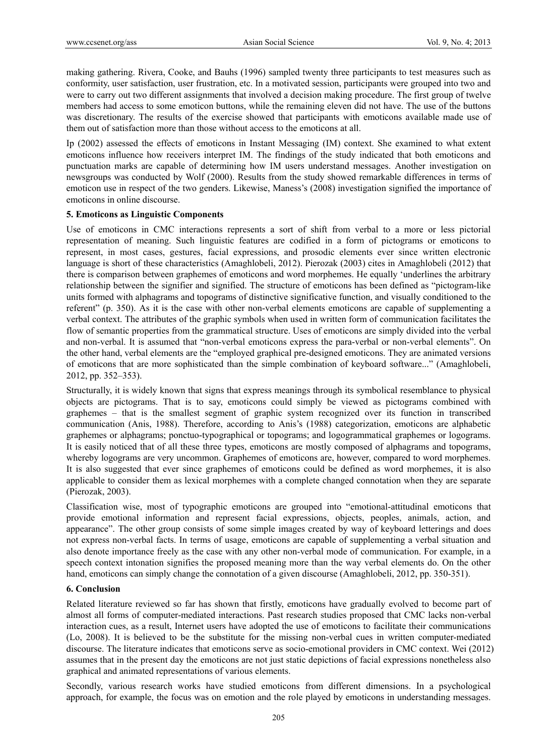making gathering. Rivera, Cooke, and Bauhs (1996) sampled twenty three participants to test measures such as conformity, user satisfaction, user frustration, etc. In a motivated session, participants were grouped into two and were to carry out two different assignments that involved a decision making procedure. The first group of twelve members had access to some emoticon buttons, while the remaining eleven did not have. The use of the buttons was discretionary. The results of the exercise showed that participants with emoticons available made use of them out of satisfaction more than those without access to the emoticons at all.

Ip (2002) assessed the effects of emoticons in Instant Messaging (IM) context. She examined to what extent emoticons influence how receivers interpret IM. The findings of the study indicated that both emoticons and punctuation marks are capable of determining how IM users understand messages. Another investigation on newsgroups was conducted by Wolf (2000). Results from the study showed remarkable differences in terms of emoticon use in respect of the two genders. Likewise, Maness's (2008) investigation signified the importance of emoticons in online discourse.

## 5. Emoticons as Linguistic Components

Use of emoticons in CMC interactions represents a sort of shift from verbal to a more or less pictorial representation of meaning. Such linguistic features are codified in a form of pictograms or emoticons to represent, in most cases, gestures, facial expressions, and prosodic elements ever since written electronic language is short of these characteristics (Amaghlobeli, 2012). Pierozak (2003) cites in Amaghlobeli (2012) that there is comparison between graphemes of emoticons and word morphemes. He equally 'underlines the arbitrary relationship between the signifier and signified. The structure of emoticons has been defined as "pictogram-like units formed with alphagrams and topograms of distinctive significative function, and visually conditioned to the referent" (p. 350). As it is the case with other non-verbal elements emoticons are capable of supplementing a verbal context. The attributes of the graphic symbols when used in written form of communication facilitates the flow of semantic properties from the grammatical structure. Uses of emoticons are simply divided into the verbal and non-verbal. It is assumed that "non-verbal emoticons express the para-verbal or non-verbal elements". On the other hand, verbal elements are the "employed graphical pre-designed emoticons. They are animated versions of emoticons that are more sophisticated than the simple combination of keyboard software..." (Amaghlobeli, 2012, pp. 352–353).

Structurally, it is widely known that signs that express meanings through its symbolical resemblance to physical objects are pictograms. That is to say, emoticons could simply be viewed as pictograms combined with graphemes – that is the smallest segment of graphic system recognized over its function in transcribed communication (Anis, 1988). Therefore, according to Anis's (1988) categorization, emoticons are alphabetic graphemes or alphagrams; ponctuo-typographical or topograms; and logogrammatical graphemes or logograms. It is easily noticed that of all these three types, emoticons are mostly composed of alphagrams and topograms, whereby logograms are very uncommon. Graphemes of emoticons are, however, compared to word morphemes. It is also suggested that ever since graphemes of emoticons could be defined as word morphemes, it is also applicable to consider them as lexical morphemes with a complete changed connotation when they are separate (Pierozak, 2003).

Classification wise, most of typographic emoticons are grouped into "emotional-attitudinal emoticons that provide emotional information and represent facial expressions, objects, peoples, animals, action, and appearance". The other group consists of some simple images created by way of keyboard letterings and does not express non-verbal facts. In terms of usage, emoticons are capable of supplementing a verbal situation and also denote importance freely as the case with any other non-verbal mode of communication. For example, in a speech context intonation signifies the proposed meaning more than the way verbal elements do. On the other hand, emoticons can simply change the connotation of a given discourse (Amaghlobeli, 2012, pp. 350-351).

## 6. Conclusion

Related literature reviewed so far has shown that firstly, emoticons have gradually evolved to become part of almost all forms of computer-mediated interactions. Past research studies proposed that CMC lacks non-verbal interaction cues, as a result, Internet users have adopted the use of emoticons to facilitate their communications (Lo, 2008). It is believed to be the substitute for the missing non-verbal cues in written computer-mediated discourse. The literature indicates that emoticons serve as socio-emotional providers in CMC context. Wei (2012) assumes that in the present day the emoticons are not just static depictions of facial expressions nonetheless also graphical and animated representations of various elements.

Secondly, various research works have studied emoticons from different dimensions. In a psychological approach, for example, the focus was on emotion and the role played by emoticons in understanding messages.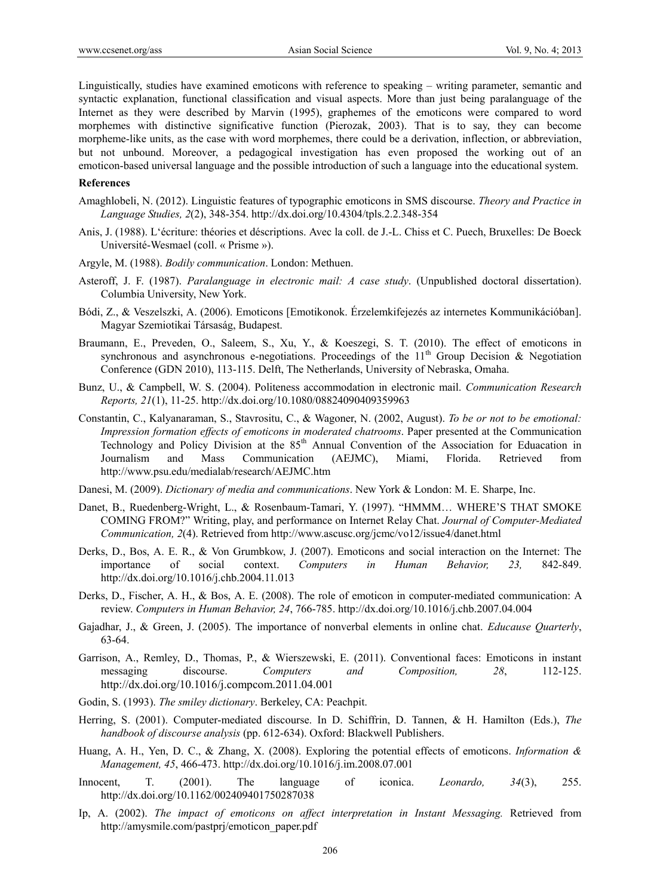Linguistically, studies have examined emoticons with reference to speaking – writing parameter, semantic and syntactic explanation, functional classification and visual aspects. More than just being paralanguage of the Internet as they were described by Marvin (1995), graphemes of the emoticons were compared to word morphemes with distinctive significative function (Pierozak, 2003). That is to say, they can become morpheme-like units, as the case with word morphemes, there could be a derivation, inflection, or abbreviation, but not unbound. Moreover, a pedagogical investigation has even proposed the working out of an emoticon-based universal language and the possible introduction of such a language into the educational system.

**References**

Amaghlobeli, N. (2012). Linguistic features of typographic emoticons in SMS discourse. *Theory and Practice in Language Studies, 2*(2), 348-354. http://dx.doi.org/10.4304/tpls.2.2.348-354

Anis, J. (1988). L'écriture: théories et déscriptions. Avec la coll. de J.-L. Chiss et C. Puech, Bruxelles: De Boeck Université-Wesmael (coll. « Prisme »).

Argyle, M. (1988). *Bodily communication*. London: Methuen.

Asteroff, J. F. (1987). *Paralanguage in electronic mail: A case study*. (Unpublished doctoral dissertation). Columbia University, New York.

Bódi, Z., & Veszelszki, A. (2006). Emoticons [Emotikonok. Érzelemkifejezés az internetes Kommunikációban]. Magyar Szemiotikai Társaság, Budapest.

Braumann, E., Preveden, O., Saleem, S., Xu, Y., & Koeszegi, S. T. (2010). The effect of emoticons in synchronous and asynchronous e-negotiations. Proceedings of the 11th Group Decision & Negotiation Conference (GDN 2010), 113-115. Delft, The Netherlands, University of Nebraska, Omaha.

Bunz, U., & Campbell, W. S. (2004). Politeness accommodation in electronic mail. *Communication Research Reports, 21*(1), 11-25. http://dx.doi.org/10.1080/08824090409359963

Constantin, C., Kalyanaraman, S., Stavrositu, C., & Wagoner, N. (2002, August). *To be or not to be emotional: Impression formation effects of emoticons in moderated chatrooms*. Paper presented at the Communication Technology and Policy Division at the 85th Annual Convention of the Association for Educaction in Journalism and Mass Communication (AEJMC), Miami, Florida. Retrieved from http://www.psu.edu/medialab/research/AEJMC.htm

Danesi, M. (2009). *Dictionary of media and communications*. New York & London: M. E. Sharpe, Inc.

Danet, B., Ruedenberg-Wright, L., & Rosenbaum-Tamari, Y. (1997). "HMMM… WHERE'S THAT SMOKE COMING FROM?" Writing, play, and performance on Internet Relay Chat. *Journal of Computer-Mediated Communication, 2*(4). Retrieved from http://www.ascusc.org/jcmc/vo12/issue4/danet.html

Derks, D., Bos, A. E. R., & Von Grumbkow, J. (2007). Emoticons and social interaction on the Internet: The importance of social context. *Computers in Human Behavior, 23,* 842-849. http://dx.doi.org/10.1016/j.chb.2004.11.013

Derks, D., Fischer, A. H., & Bos, A. E. (2008). The role of emoticon in computer-mediated communication: A review. *Computers in Human Behavior, 24*, 766-785. http://dx.doi.org/10.1016/j.chb.2007.04.004

Gajadhar, J., & Green, J. (2005). The importance of nonverbal elements in online chat. *Educause Quarterly*, 63-64.

Garrison, A., Remley, D., Thomas, P., & Wierszewski, E. (2011). Conventional faces: Emoticons in instant messaging discourse. *Computers and Composition, 28*, 112-125. http://dx.doi.org/10.1016/j.compcom.2011.04.001

Godin, S. (1993). *The smiley dictionary*. Berkeley, CA: Peachpit.

Herring, S. (2001). Computer-mediated discourse. In D. Schiffrin, D. Tannen, & H. Hamilton (Eds.), *The handbook of discourse analysis* (pp. 612-634). Oxford: Blackwell Publishers.

Huang, A. H., Yen, D. C., & Zhang, X. (2008). Exploring the potential effects of emoticons. *Information & Management, 45*, 466-473. http://dx.doi.org/10.1016/j.im.2008.07.001

Innocent, T. (2001). The language of iconica. *Leonardo, 34*(3), 255. http://dx.doi.org/10.1162/002409401750287038

Ip, A. (2002). *The impact of emoticons on affect interpretation in Instant Messaging.* Retrieved from http://amysmile.com/pastprj/emoticon_paper.pdf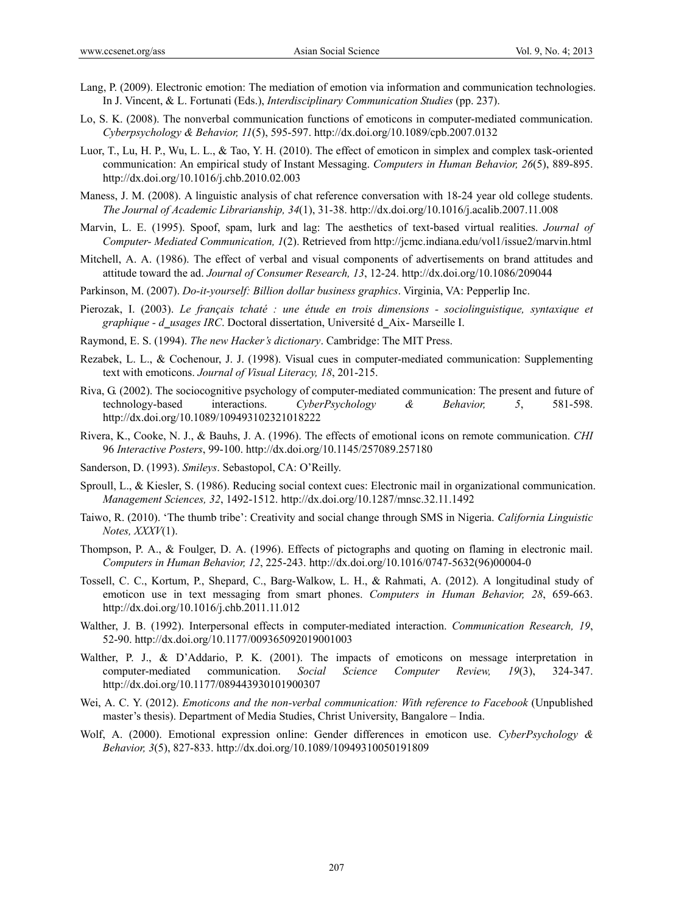Lang, P. (2009). Electronic emotion: The mediation of emotion via information and communication technologies. In J. Vincent, & L. Fortunati (Eds.), *Interdisciplinary Communication Studies* (pp. 237).

Lo, S. K. (2008). The nonverbal communication functions of emoticons in computer-mediated communication. *Cyberpsychology & Behavior, 11*(5), 595-597. http://dx.doi.org/10.1089/cpb.2007.0132

Luor, T., Lu, H. P., Wu, L. L., & Tao, Y. H. (2010). The effect of emoticon in simplex and complex task-oriented communication: An empirical study of Instant Messaging. *Computers in Human Behavior, 26*(5), 889-895. http://dx.doi.org/10.1016/j.chb.2010.02.003

Maness, J. M. (2008). A linguistic analysis of chat reference conversation with 18-24 year old college students. *The Journal of Academic Librarianship, 34*(1), 31-38. http://dx.doi.org/10.1016/j.acalib.2007.11.008

Marvin, L. E. (1995). Spoof, spam, lurk and lag: The aesthetics of text-based virtual realities. *Journal of Computer- Mediated Communication, 1*(2). Retrieved from http://jcmc.indiana.edu/vol1/issue2/marvin.html

Mitchell, A. A. (1986). The effect of verbal and visual components of advertisements on brand attitudes and attitude toward the ad. *Journal of Consumer Research, 13*, 12-24. http://dx.doi.org/10.1086/209044

Parkinson, M. (2007). *Do-it-yourself: Billion dollar business graphics*. Virginia, VA: Pepperlip Inc.

Pierozak, I. (2003). *Le français tchaté : une étude en trois dimensions - sociolinguistique, syntaxique et graphique - d_usages IRC*. Doctoral dissertation, Université d_Aix- Marseille I.

Raymond, E. S. (1994). *The new Hacker's dictionary*. Cambridge: The MIT Press.

Rezabek, L. L., & Cochenour, J. J. (1998). Visual cues in computer-mediated communication: Supplementing text with emoticons. *Journal of Visual Literacy, 18*, 201-215.

Riva, G. (2002). The sociocognitive psychology of computer-mediated communication: The present and future of technology-based interactions. *CyberPsychology & Behavior, 5*, 581-598. http://dx.doi.org/10.1089/109493102321018222

Rivera, K., Cooke, N. J., & Bauhs, J. A. (1996). The effects of emotional icons on remote communication. *CHI* 96 *Interactive Posters*, 99-100. http://dx.doi.org/10.1145/257089.257180

Sanderson, D. (1993). *Smileys*. Sebastopol, CA: O'Reilly.

Sproull, L., & Kiesler, S. (1986). Reducing social context cues: Electronic mail in organizational communication. *Management Sciences, 32*, 1492-1512. http://dx.doi.org/10.1287/mnsc.32.11.1492

Taiwo, R. (2010). 'The thumb tribe': Creativity and social change through SMS in Nigeria. *California Linguistic Notes, XXXV*(1).

Thompson, P. A., & Foulger, D. A. (1996). Effects of pictographs and quoting on flaming in electronic mail. *Computers in Human Behavior, 12*, 225-243. http://dx.doi.org/10.1016/0747-5632(96)00004-0

Tossell, C. C., Kortum, P., Shepard, C., Barg-Walkow, L. H., & Rahmati, A. (2012). A longitudinal study of emoticon use in text messaging from smart phones. *Computers in Human Behavior, 28*, 659-663. http://dx.doi.org/10.1016/j.chb.2011.11.012

Walther, J. B. (1992). Interpersonal effects in computer-mediated interaction. *Communication Research, 19*, 52-90. http://dx.doi.org/10.1177/009365092019001003

Walther, P. J., & D'Addario, P. K. (2001). The impacts of emoticons on message interpretation in computer-mediated communication. *Social Science Computer Review, 19*(3), 324-347. http://dx.doi.org/10.1177/089443930101900307

Wei, A. C. Y. (2012). *Emoticons and the non-verbal communication: With reference to Facebook* (Unpublished master's thesis). Department of Media Studies, Christ University, Bangalore – India.

Wolf, A. (2000). Emotional expression online: Gender differences in emoticon use. *CyberPsychology & Behavior, 3*(5), 827-833. http://dx.doi.org/10.1089/10949310050191809